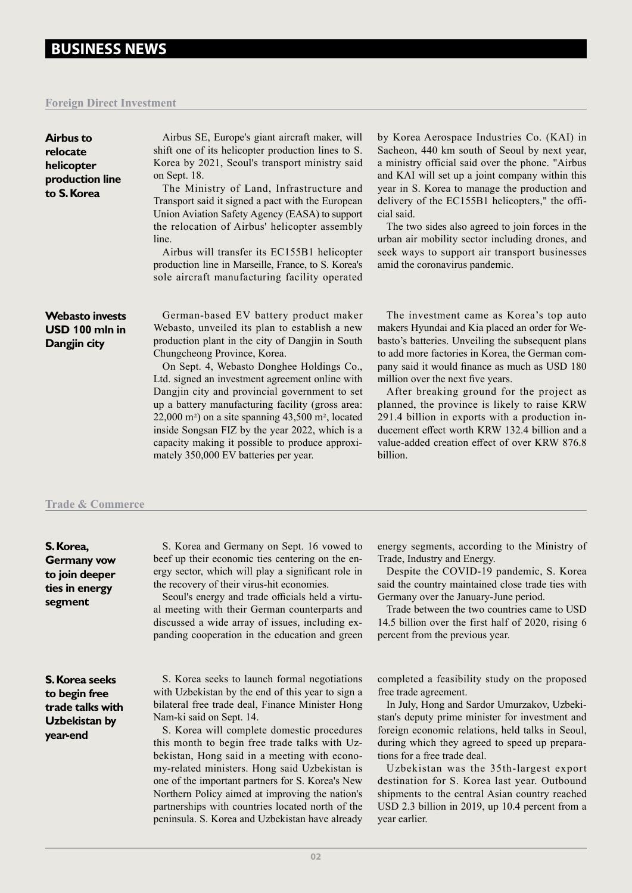# BUSINESS NEWS

## Foreign Direct Investment

### Airbus to relocate helicopter production line to S. Korea

Airbus SE, Europe's giant aircraft maker, will shift one of its helicopter production lines to S. Korea by 2021, Seoul's transport ministry said on Sept. 18.

The Ministry of Land, Infrastructure and Transport said it signed a pact with the European Union Aviation Safety Agency (EASA) to support the relocation of Airbus' helicopter assembly line.

Airbus will transfer its EC155B1 helicopter production line in Marseille, France, to S. Korea's sole aircraft manufacturing facility operated by Korea Aerospace Industries Co. (KAI) in Sacheon, 440 km south of Seoul by next year, a ministry official said over the phone. "Airbus and KAI will set up a joint company within this year in S. Korea to manage the production and delivery of the EC155B1 helicopters," the official said.

The two sides also agreed to join forces in the urban air mobility sector including drones, and seek ways to support air transport businesses amid the coronavirus pandemic.

### Webasto invests USD 100 mln in Dangjin city

German-based EV battery product maker Webasto, unveiled its plan to establish a new production plant in the city of Dangjin in South Chungcheong Province, Korea.

On Sept. 4, Webasto Donghee Holdings Co., Ltd. signed an investment agreement online with Dangjin city and provincial government to set up a battery manufacturing facility (gross area: 22,000 m²) on a site spanning 43,500 m², located inside Songsan FIZ by the year 2022, which is a capacity making it possible to produce approximately 350,000 EV batteries per year.

The investment came as Korea's top auto makers Hyundai and Kia placed an order for Webasto's batteries. Unveiling the subsequent plans to add more factories in Korea, the German company said it would finance as much as USD 180 million over the next five years.

After breaking ground for the project as planned, the province is likely to raise KRW 291.4 billion in exports with a production inducement effect worth KRW 132.4 billion and a value-added creation effect of over KRW 876.8 billion.

## Trade & Commerce

### S. Korea, Germany vow to join deeper ties in energy segment

S. Korea and Germany on Sept. 16 vowed to beef up their economic ties centering on the energy sector, which will play a significant role in the recovery of their virus-hit economies.

Seoul's energy and trade officials held a virtual meeting with their German counterparts and discussed a wide array of issues, including expanding cooperation in the education and green energy segments, according to the Ministry of Trade, Industry and Energy.

Despite the COVID-19 pandemic, S. Korea said the country maintained close trade ties with Germany over the January-June period.

Trade between the two countries came to USD 14.5 billion over the first half of 2020, rising 6 percent from the previous year.

### S. Korea seeks to begin free trade talks with Uzbekistan by year-end

S. Korea seeks to launch formal negotiations with Uzbekistan by the end of this year to sign a bilateral free trade deal, Finance Minister Hong Nam-ki said on Sept. 14.

S. Korea will complete domestic procedures this month to begin free trade talks with Uzbekistan, Hong said in a meeting with economy-related ministers. Hong said Uzbekistan is one of the important partners for S. Korea's New Northern Policy aimed at improving the nation's partnerships with countries located north of the peninsula. S. Korea and Uzbekistan have already completed a feasibility study on the proposed free trade agreement.

In July, Hong and Sardor Umurzakov, Uzbekistan's deputy prime minister for investment and foreign economic relations, held talks in Seoul, during which they agreed to speed up preparations for a free trade deal.

Uzbekistan was the 35th-largest export destination for S. Korea last year. Outbound shipments to the central Asian country reached USD 2.3 billion in 2019, up 10.4 percent from a year earlier.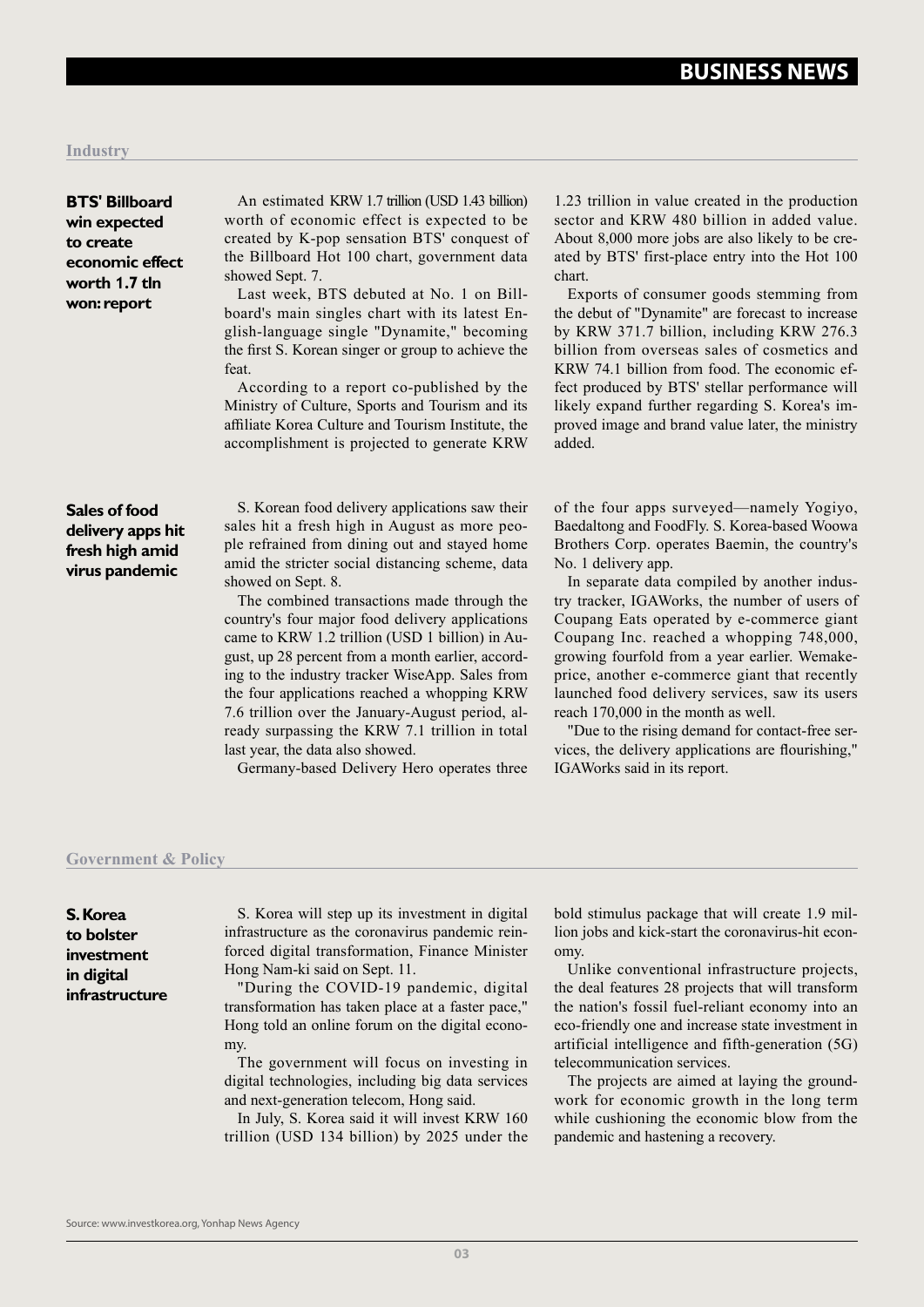# BUSINESS NEWS

## Industry

### BTS' Billboard win expected to create economic effect worth 1.7 tln won: report

An estimated KRW 1.7 trillion (USD 1.43 billion) worth of economic effect is expected to be created by K-pop sensation BTS' conquest of the Billboard Hot 100 chart, government data showed Sept. 7.

Last week, BTS debuted at No. 1 on Billboard's main singles chart with its latest English-language single "Dynamite," becoming the first S. Korean singer or group to achieve the feat.

According to a report co-published by the Ministry of Culture, Sports and Tourism and its affiliate Korea Culture and Tourism Institute, the accomplishment is projected to generate KRW 1.23 trillion in value created in the production sector and KRW 480 billion in added value. About 8,000 more jobs are also likely to be created by BTS' first-place entry into the Hot 100 chart.

Exports of consumer goods stemming from the debut of "Dynamite" are forecast to increase by KRW 371.7 billion, including KRW 276.3 billion from overseas sales of cosmetics and KRW 74.1 billion from food. The economic effect produced by BTS' stellar performance will likely expand further regarding S. Korea's improved image and brand value later, the ministry added.

### Sales of food delivery apps hit fresh high amid virus pandemic

S. Korean food delivery applications saw their sales hit a fresh high in August as more people refrained from dining out and stayed home amid the stricter social distancing scheme, data showed on Sept. 8.

The combined transactions made through the country's four major food delivery applications came to KRW 1.2 trillion (USD 1 billion) in August, up 28 percent from a month earlier, according to the industry tracker WiseApp. Sales from the four applications reached a whopping KRW 7.6 trillion over the January-August period, already surpassing the KRW 7.1 trillion in total last year, the data also showed.

Germany-based Delivery Hero operates three of the four apps surveyed—namely Yogiyo, Baedaltong and FoodFly. S. Korea-based Woowa Brothers Corp. operates Baemin, the country's No. 1 delivery app.

In separate data compiled by another industry tracker, IGAWorks, the number of users of Coupang Eats operated by e-commerce giant Coupang Inc. reached a whopping 748,000, growing fourfold from a year earlier. Wemakeprice, another e-commerce giant that recently launched food delivery services, saw its users reach 170,000 in the month as well.

"Due to the rising demand for contact-free services, the delivery applications are flourishing," IGAWorks said in its report.

## Government & Policy

### S. Korea to bolster investment in digital infrastructure

S. Korea will step up its investment in digital infrastructure as the coronavirus pandemic reinforced digital transformation, Finance Minister Hong Nam-ki said on Sept. 11.

"During the COVID-19 pandemic, digital transformation has taken place at a faster pace," Hong told an online forum on the digital economy.

The government will focus on investing in digital technologies, including big data services and next-generation telecom, Hong said.

In July, S. Korea said it will invest KRW 160 trillion (USD 134 billion) by 2025 under the bold stimulus package that will create 1.9 million jobs and kick-start the coronavirus-hit economy.

Unlike conventional infrastructure projects, the deal features 28 projects that will transform the nation's fossil fuel-reliant economy into an eco-friendly one and increase state investment in artificial intelligence and fifth-generation (5G) telecommunication services.

The projects are aimed at laying the groundwork for economic growth in the long term while cushioning the economic blow from the pandemic and hastening a recovery.

Source: www.investkorea.org, Yonhap News Agency